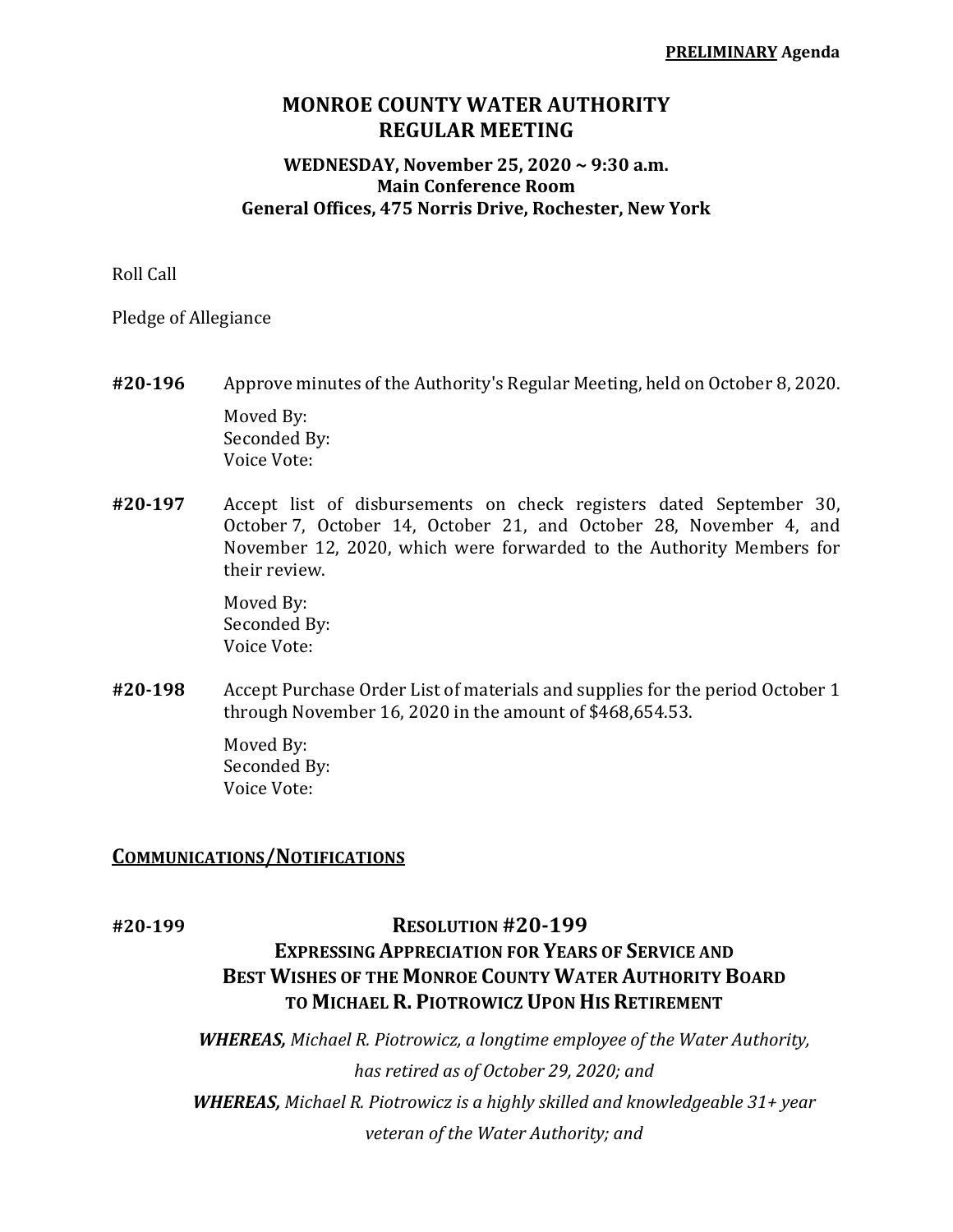**PRELIMINARY Agenda**

# MONROE COUNTY WATER AUTHORITY
# REGULAR MEETING

### WEDNESDAY, November 25, 2020 ~ 9:30 a.m.
### Main Conference Room
### General Offices, 475 Norris Drive, Rochester, New York

Roll Call

Pledge of Allegiance

**#20-196** Approve minutes of the Authority's Regular Meeting, held on October 8, 2020.

Moved By:
Seconded By:
Voice Vote:

**#20-197** Accept list of disbursements on check registers dated September 30, October 7, October 14, October 21, and October 28, November 4, and November 12, 2020, which were forwarded to the Authority Members for their review.

Moved By:
Seconded By:
Voice Vote:

**#20-198** Accept Purchase Order List of materials and supplies for the period October 1 through November 16, 2020 in the amount of $468,654.53.

Moved By:
Seconded By:
Voice Vote:

## COMMUNICATIONS/NOTIFICATIONS

**#20-199**

### RESOLUTION #20-199
### EXPRESSING APPRECIATION FOR YEARS OF SERVICE AND BEST WISHES OF THE MONROE COUNTY WATER AUTHORITY BOARD TO MICHAEL R. PIOTROWICZ UPON HIS RETIREMENT

***WHEREAS,*** *Michael R. Piotrowicz, a longtime employee of the Water Authority, has retired as of October 29, 2020; and*

***WHEREAS,*** *Michael R. Piotrowicz is a highly skilled and knowledgeable 31+ year veteran of the Water Authority; and*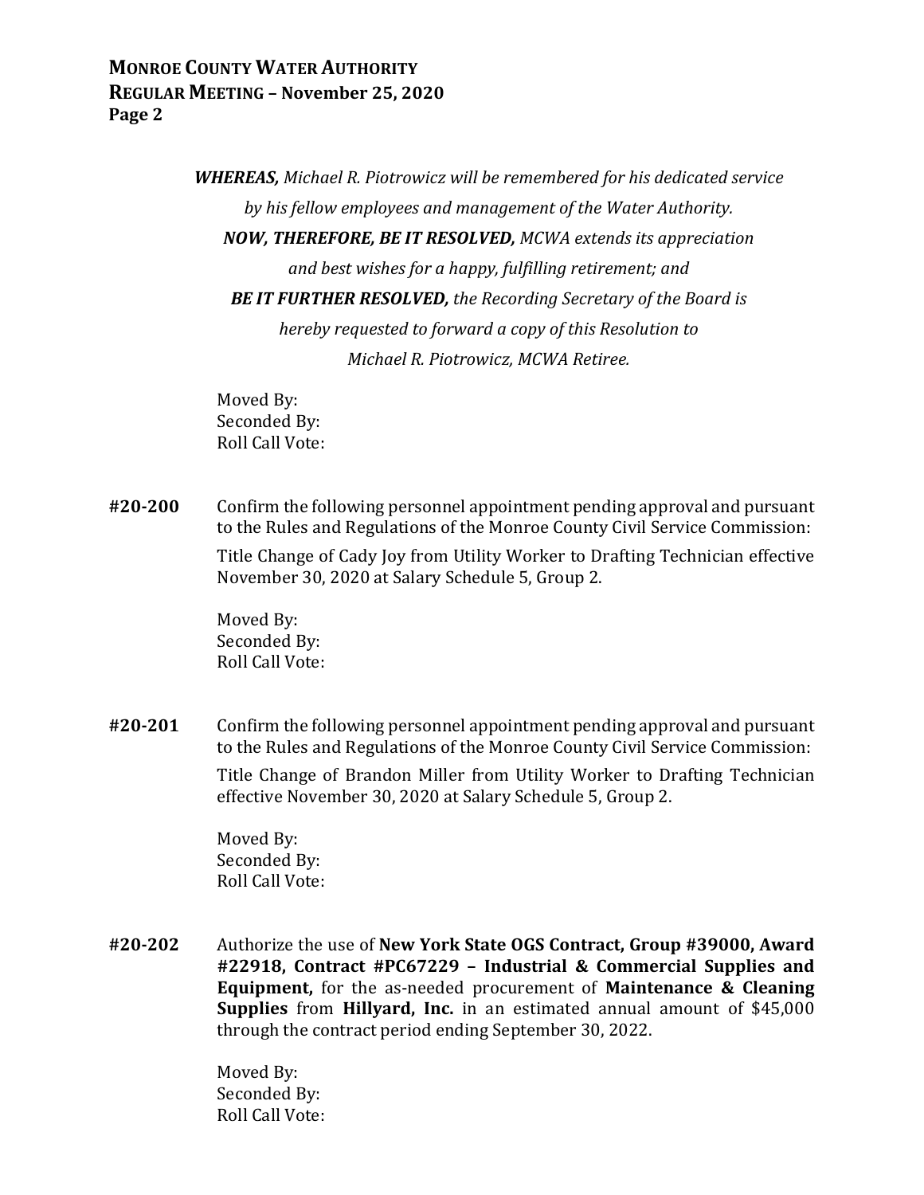***WHEREAS,*** *Michael R. Piotrowicz will be remembered for his dedicated service by his fellow employees and management of the Water Authority.*

***NOW, THEREFORE, BE IT RESOLVED,*** *MCWA extends its appreciation and best wishes for a happy, fulfilling retirement; and*

***BE IT FURTHER RESOLVED,*** *the Recording Secretary of the Board is hereby requested to forward a copy of this Resolution to Michael R. Piotrowicz, MCWA Retiree.*

Moved By:
Seconded By:
Roll Call Vote:

**#20-200** Confirm the following personnel appointment pending approval and pursuant to the Rules and Regulations of the Monroe County Civil Service Commission:

Title Change of Cady Joy from Utility Worker to Drafting Technician effective November 30, 2020 at Salary Schedule 5, Group 2.

Moved By:
Seconded By:
Roll Call Vote:

**#20-201** Confirm the following personnel appointment pending approval and pursuant to the Rules and Regulations of the Monroe County Civil Service Commission:

Title Change of Brandon Miller from Utility Worker to Drafting Technician effective November 30, 2020 at Salary Schedule 5, Group 2.

Moved By:
Seconded By:
Roll Call Vote:

**#20-202** Authorize the use of **New York State OGS Contract, Group #39000, Award #22918, Contract #PC67229 – Industrial & Commercial Supplies and Equipment,** for the as-needed procurement of **Maintenance & Cleaning Supplies** from **Hillyard, Inc.** in an estimated annual amount of $45,000 through the contract period ending September 30, 2022.

Moved By:
Seconded By:
Roll Call Vote: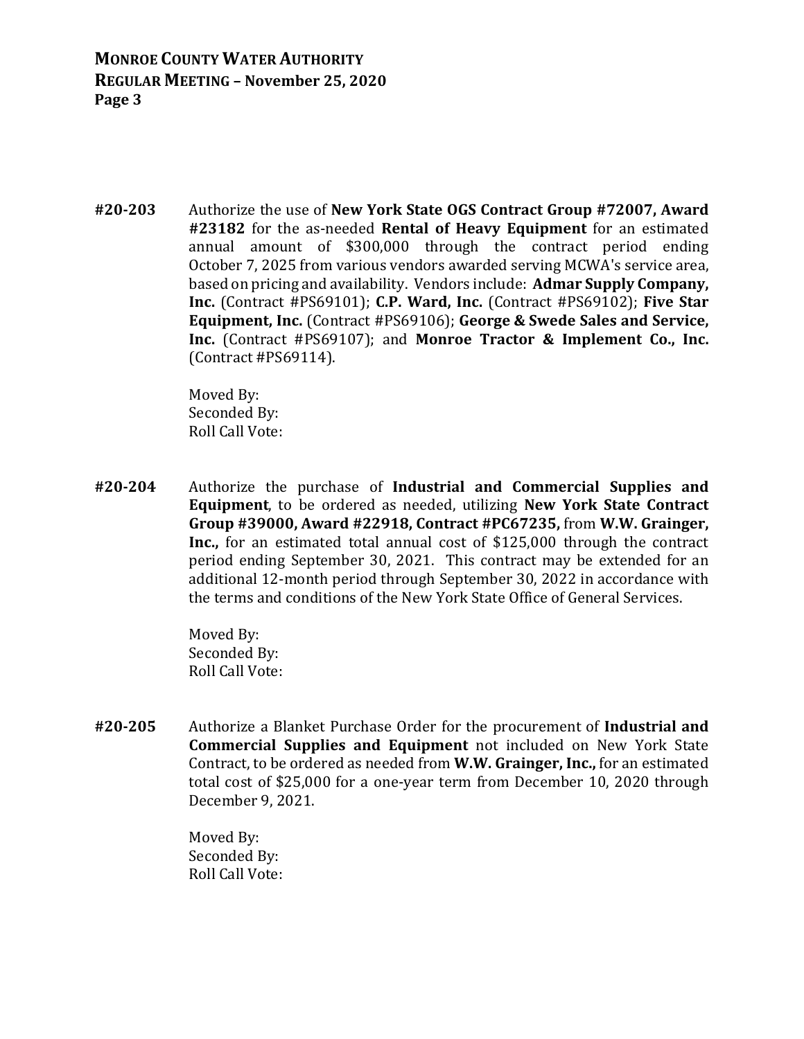**#20-203** Authorize the use of **New York State OGS Contract Group #72007, Award #23182** for the as-needed **Rental of Heavy Equipment** for an estimated annual amount of $300,000 through the contract period ending October 7, 2025 from various vendors awarded serving MCWA's service area, based on pricing and availability. Vendors include: **Admar Supply Company, Inc.** (Contract #PS69101); **C.P. Ward, Inc.** (Contract #PS69102); **Five Star Equipment, Inc.** (Contract #PS69106); **George & Swede Sales and Service, Inc.** (Contract #PS69107); and **Monroe Tractor & Implement Co., Inc.** (Contract #PS69114).

Moved By:
Seconded By:
Roll Call Vote:

**#20-204** Authorize the purchase of **Industrial and Commercial Supplies and Equipment**, to be ordered as needed, utilizing **New York State Contract Group #39000, Award #22918, Contract #PC67235,** from **W.W. Grainger, Inc.,** for an estimated total annual cost of $125,000 through the contract period ending September 30, 2021. This contract may be extended for an additional 12-month period through September 30, 2022 in accordance with the terms and conditions of the New York State Office of General Services.

Moved By:
Seconded By:
Roll Call Vote:

**#20-205** Authorize a Blanket Purchase Order for the procurement of **Industrial and Commercial Supplies and Equipment** not included on New York State Contract, to be ordered as needed from **W.W. Grainger, Inc.,** for an estimated total cost of $25,000 for a one-year term from December 10, 2020 through December 9, 2021.

Moved By:
Seconded By:
Roll Call Vote: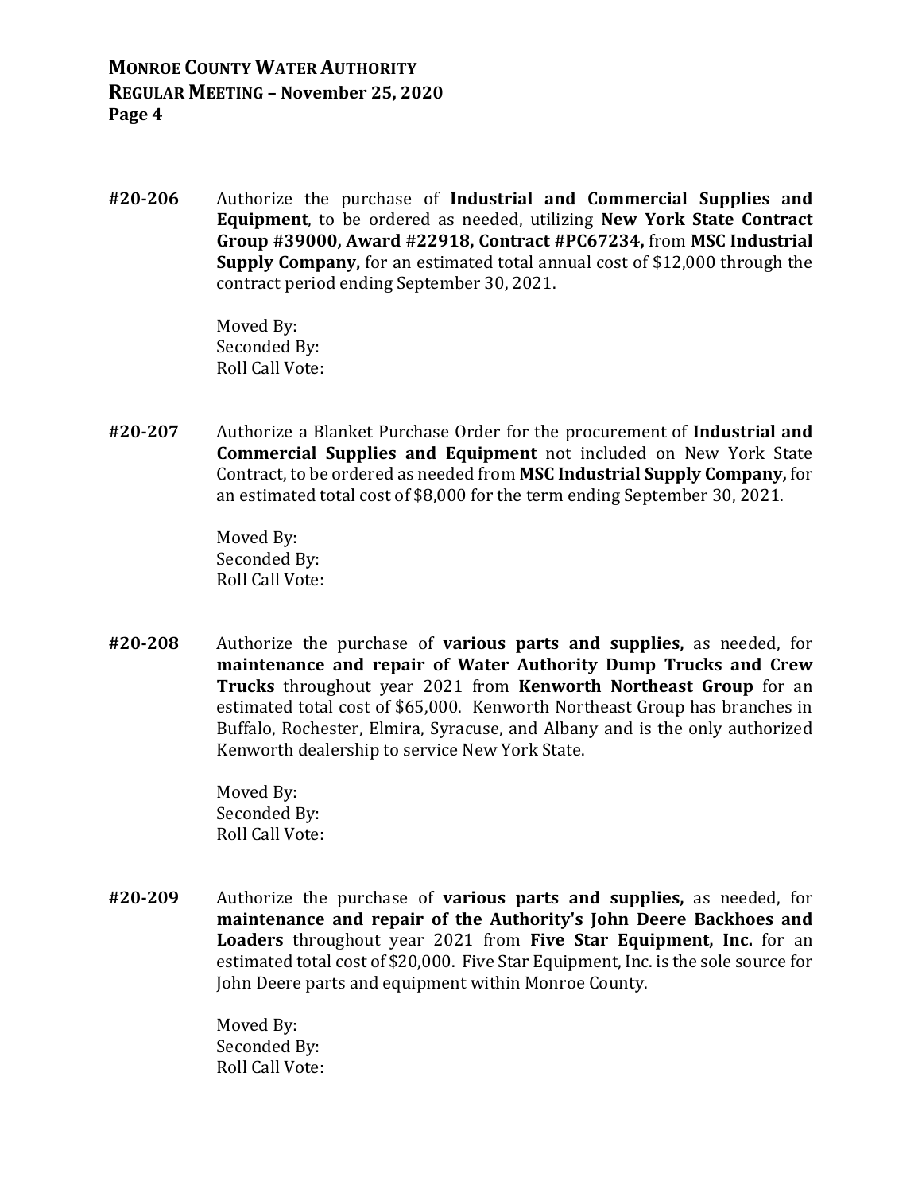**#20-206** Authorize the purchase of **Industrial and Commercial Supplies and Equipment**, to be ordered as needed, utilizing **New York State Contract Group #39000, Award #22918, Contract #PC67234,** from **MSC Industrial Supply Company,** for an estimated total annual cost of $12,000 through the contract period ending September 30, 2021.

Moved By:
Seconded By:
Roll Call Vote:

**#20-207** Authorize a Blanket Purchase Order for the procurement of **Industrial and Commercial Supplies and Equipment** not included on New York State Contract, to be ordered as needed from **MSC Industrial Supply Company,** for an estimated total cost of $8,000 for the term ending September 30, 2021.

Moved By:
Seconded By:
Roll Call Vote:

**#20-208** Authorize the purchase of **various parts and supplies,** as needed, for **maintenance and repair of Water Authority Dump Trucks and Crew Trucks** throughout year 2021 from **Kenworth Northeast Group** for an estimated total cost of $65,000. Kenworth Northeast Group has branches in Buffalo, Rochester, Elmira, Syracuse, and Albany and is the only authorized Kenworth dealership to service New York State.

Moved By:
Seconded By:
Roll Call Vote:

**#20-209** Authorize the purchase of **various parts and supplies,** as needed, for **maintenance and repair of the Authority's John Deere Backhoes and Loaders** throughout year 2021 from **Five Star Equipment, Inc.** for an estimated total cost of $20,000. Five Star Equipment, Inc. is the sole source for John Deere parts and equipment within Monroe County.

Moved By:
Seconded By:
Roll Call Vote: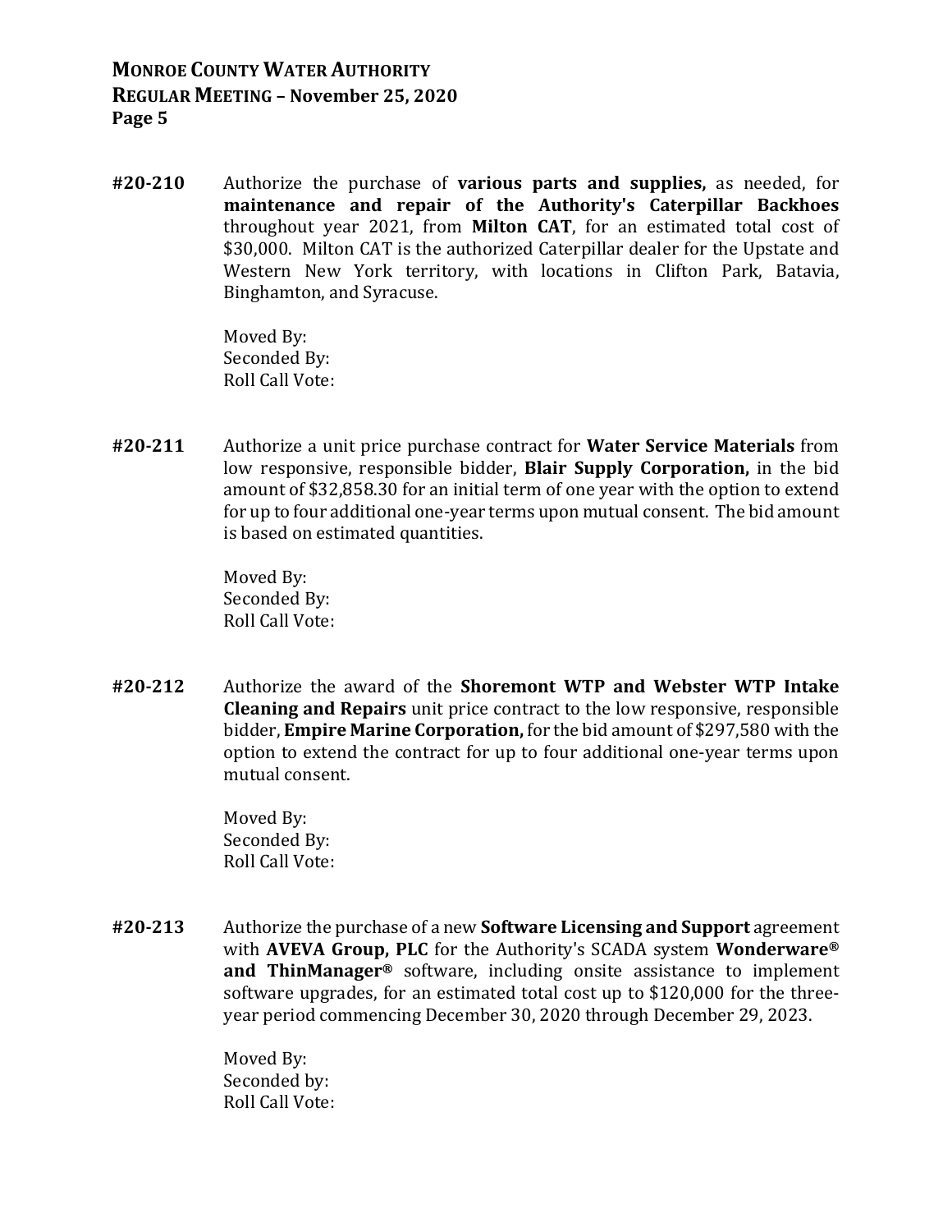**#20-210** Authorize the purchase of **various parts and supplies,** as needed, for **maintenance and repair of the Authority's Caterpillar Backhoes** throughout year 2021, from **Milton CAT**, for an estimated total cost of $30,000. Milton CAT is the authorized Caterpillar dealer for the Upstate and Western New York territory, with locations in Clifton Park, Batavia, Binghamton, and Syracuse.

Moved By:
Seconded By:
Roll Call Vote:

**#20-211** Authorize a unit price purchase contract for **Water Service Materials** from low responsive, responsible bidder, **Blair Supply Corporation,** in the bid amount of $32,858.30 for an initial term of one year with the option to extend for up to four additional one-year terms upon mutual consent. The bid amount is based on estimated quantities.

Moved By:
Seconded By:
Roll Call Vote:

**#20-212** Authorize the award of the **Shoremont WTP and Webster WTP Intake Cleaning and Repairs** unit price contract to the low responsive, responsible bidder, **Empire Marine Corporation,** for the bid amount of $297,580 with the option to extend the contract for up to four additional one-year terms upon mutual consent.

Moved By:
Seconded By:
Roll Call Vote:

**#20-213** Authorize the purchase of a new **Software Licensing and Support** agreement with **AVEVA Group, PLC** for the Authority's SCADA system **Wonderware® and ThinManager®** software, including onsite assistance to implement software upgrades, for an estimated total cost up to $120,000 for the three-year period commencing December 30, 2020 through December 29, 2023.

Moved By:
Seconded by:
Roll Call Vote: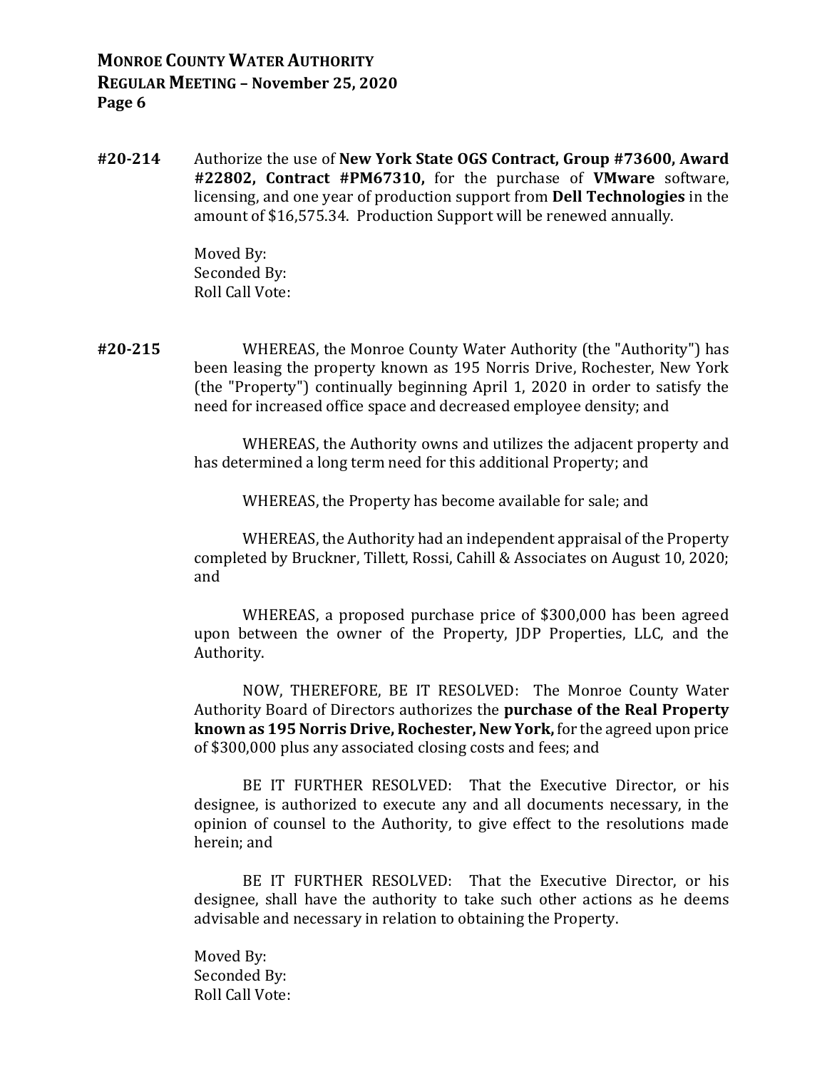**#20-214** Authorize the use of **New York State OGS Contract, Group #73600, Award #22802, Contract #PM67310,** for the purchase of **VMware** software, licensing, and one year of production support from **Dell Technologies** in the amount of $16,575.34. Production Support will be renewed annually.

Moved By:
Seconded By:
Roll Call Vote:

**#20-215** WHEREAS, the Monroe County Water Authority (the "Authority") has been leasing the property known as 195 Norris Drive, Rochester, New York (the "Property") continually beginning April 1, 2020 in order to satisfy the need for increased office space and decreased employee density; and

WHEREAS, the Authority owns and utilizes the adjacent property and has determined a long term need for this additional Property; and

WHEREAS, the Property has become available for sale; and

WHEREAS, the Authority had an independent appraisal of the Property completed by Bruckner, Tillett, Rossi, Cahill & Associates on August 10, 2020; and

WHEREAS, a proposed purchase price of $300,000 has been agreed upon between the owner of the Property, JDP Properties, LLC, and the Authority.

NOW, THEREFORE, BE IT RESOLVED: The Monroe County Water Authority Board of Directors authorizes the **purchase of the Real Property known as 195 Norris Drive, Rochester, New York,** for the agreed upon price of $300,000 plus any associated closing costs and fees; and

BE IT FURTHER RESOLVED: That the Executive Director, or his designee, is authorized to execute any and all documents necessary, in the opinion of counsel to the Authority, to give effect to the resolutions made herein; and

BE IT FURTHER RESOLVED: That the Executive Director, or his designee, shall have the authority to take such other actions as he deems advisable and necessary in relation to obtaining the Property.

Moved By:
Seconded By:
Roll Call Vote: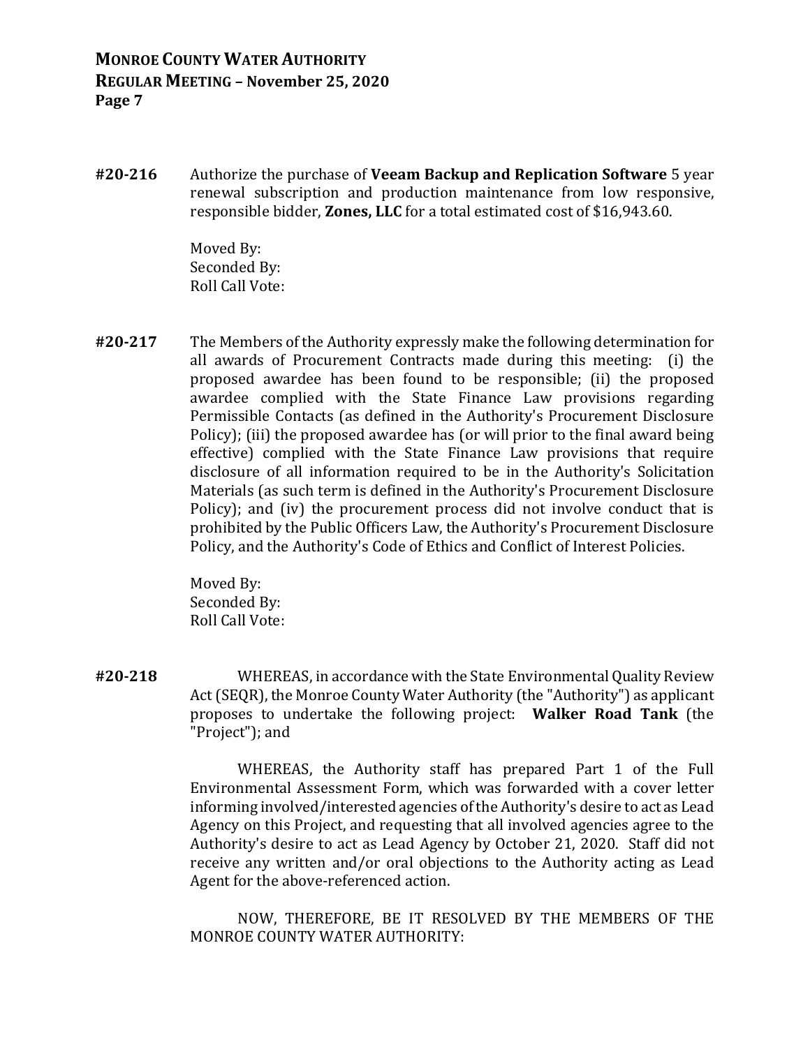**#20-216** Authorize the purchase of **Veeam Backup and Replication Software** 5 year renewal subscription and production maintenance from low responsive, responsible bidder, **Zones, LLC** for a total estimated cost of $16,943.60.

Moved By:
Seconded By:
Roll Call Vote:

**#20-217** The Members of the Authority expressly make the following determination for all awards of Procurement Contracts made during this meeting: (i) the proposed awardee has been found to be responsible; (ii) the proposed awardee complied with the State Finance Law provisions regarding Permissible Contacts (as defined in the Authority's Procurement Disclosure Policy); (iii) the proposed awardee has (or will prior to the final award being effective) complied with the State Finance Law provisions that require disclosure of all information required to be in the Authority's Solicitation Materials (as such term is defined in the Authority's Procurement Disclosure Policy); and (iv) the procurement process did not involve conduct that is prohibited by the Public Officers Law, the Authority's Procurement Disclosure Policy, and the Authority's Code of Ethics and Conflict of Interest Policies.

Moved By:
Seconded By:
Roll Call Vote:

**#20-218** WHEREAS, in accordance with the State Environmental Quality Review Act (SEQR), the Monroe County Water Authority (the "Authority") as applicant proposes to undertake the following project: **Walker Road Tank** (the "Project"); and

WHEREAS, the Authority staff has prepared Part 1 of the Full Environmental Assessment Form, which was forwarded with a cover letter informing involved/interested agencies of the Authority's desire to act as Lead Agency on this Project, and requesting that all involved agencies agree to the Authority's desire to act as Lead Agency by October 21, 2020. Staff did not receive any written and/or oral objections to the Authority acting as Lead Agent for the above-referenced action.

NOW, THEREFORE, BE IT RESOLVED BY THE MEMBERS OF THE MONROE COUNTY WATER AUTHORITY: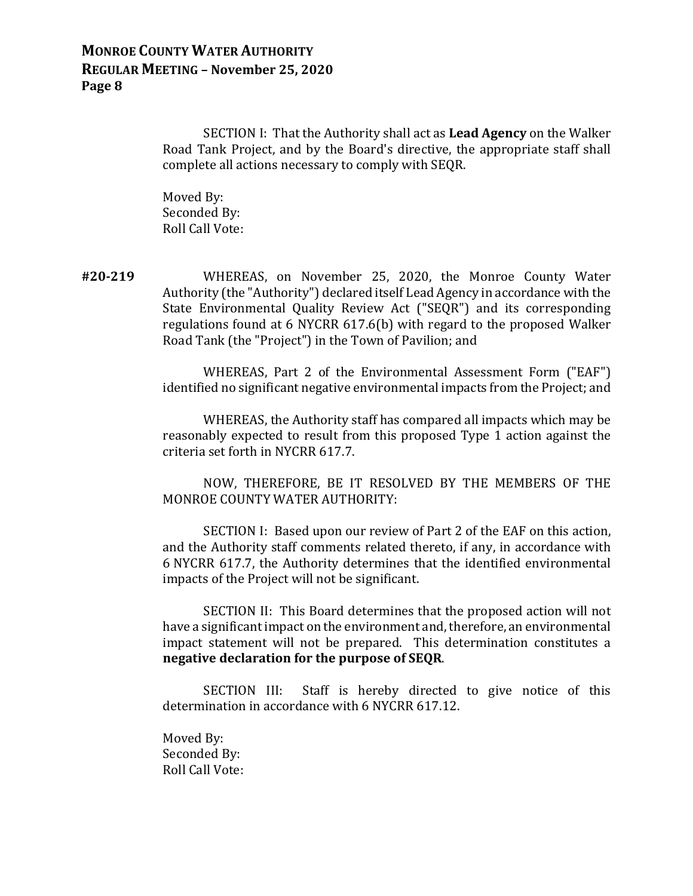SECTION I: That the Authority shall act as **Lead Agency** on the Walker Road Tank Project, and by the Board's directive, the appropriate staff shall complete all actions necessary to comply with SEQR.

Moved By:
Seconded By:
Roll Call Vote:

**#20-219** WHEREAS, on November 25, 2020, the Monroe County Water Authority (the "Authority") declared itself Lead Agency in accordance with the State Environmental Quality Review Act ("SEQR") and its corresponding regulations found at 6 NYCRR 617.6(b) with regard to the proposed Walker Road Tank (the "Project") in the Town of Pavilion; and

WHEREAS, Part 2 of the Environmental Assessment Form ("EAF") identified no significant negative environmental impacts from the Project; and

WHEREAS, the Authority staff has compared all impacts which may be reasonably expected to result from this proposed Type 1 action against the criteria set forth in NYCRR 617.7.

NOW, THEREFORE, BE IT RESOLVED BY THE MEMBERS OF THE MONROE COUNTY WATER AUTHORITY:

SECTION I: Based upon our review of Part 2 of the EAF on this action, and the Authority staff comments related thereto, if any, in accordance with 6 NYCRR 617.7, the Authority determines that the identified environmental impacts of the Project will not be significant.

SECTION II: This Board determines that the proposed action will not have a significant impact on the environment and, therefore, an environmental impact statement will not be prepared. This determination constitutes a **negative declaration for the purpose of SEQR**.

SECTION III: Staff is hereby directed to give notice of this determination in accordance with 6 NYCRR 617.12.

Moved By:
Seconded By:
Roll Call Vote: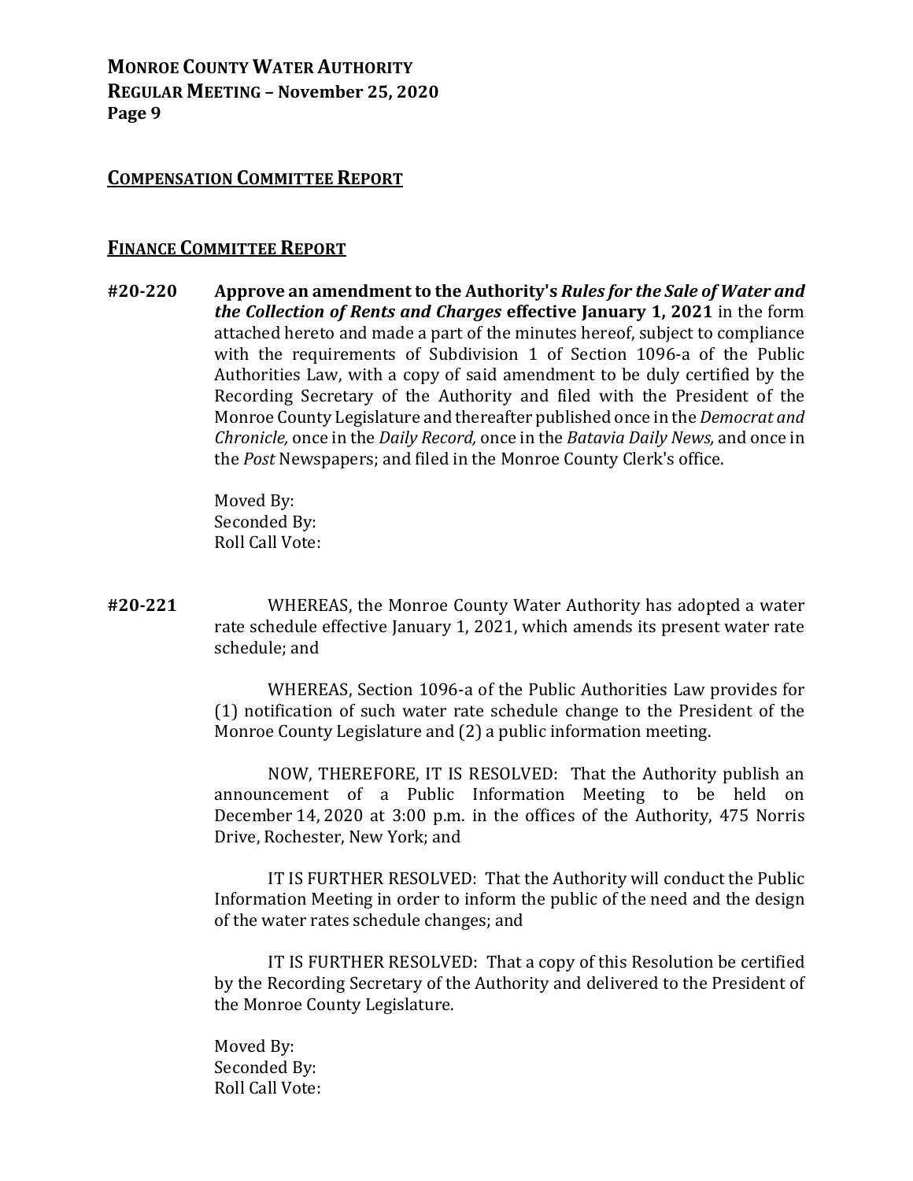## COMPENSATION COMMITTEE REPORT

## FINANCE COMMITTEE REPORT

**#20-220** **Approve an amendment to the Authority's *Rules for the Sale of Water and the Collection of Rents and Charges* effective January 1, 2021** in the form attached hereto and made a part of the minutes hereof, subject to compliance with the requirements of Subdivision 1 of Section 1096-a of the Public Authorities Law, with a copy of said amendment to be duly certified by the Recording Secretary of the Authority and filed with the President of the Monroe County Legislature and thereafter published once in the *Democrat and Chronicle,* once in the *Daily Record,* once in the *Batavia Daily News,* and once in the *Post* Newspapers; and filed in the Monroe County Clerk's office.

Moved By:
Seconded By:
Roll Call Vote:

**#20-221** WHEREAS, the Monroe County Water Authority has adopted a water rate schedule effective January 1, 2021, which amends its present water rate schedule; and

WHEREAS, Section 1096-a of the Public Authorities Law provides for (1) notification of such water rate schedule change to the President of the Monroe County Legislature and (2) a public information meeting.

NOW, THEREFORE, IT IS RESOLVED: That the Authority publish an announcement of a Public Information Meeting to be held on December 14, 2020 at 3:00 p.m. in the offices of the Authority, 475 Norris Drive, Rochester, New York; and

IT IS FURTHER RESOLVED: That the Authority will conduct the Public Information Meeting in order to inform the public of the need and the design of the water rates schedule changes; and

IT IS FURTHER RESOLVED: That a copy of this Resolution be certified by the Recording Secretary of the Authority and delivered to the President of the Monroe County Legislature.

Moved By:
Seconded By:
Roll Call Vote: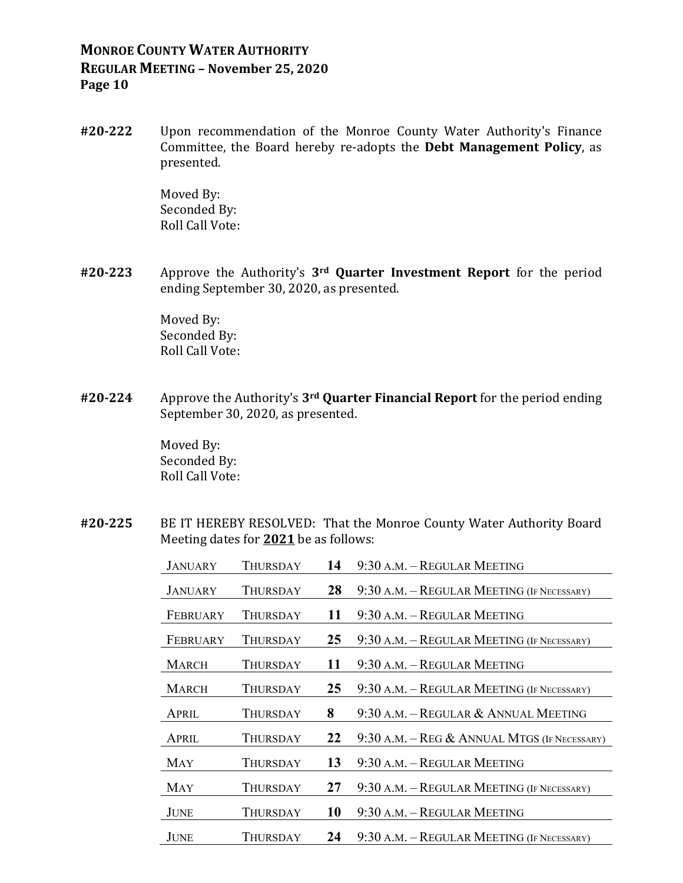**#20-222** Upon recommendation of the Monroe County Water Authority's Finance Committee, the Board hereby re-adopts the **Debt Management Policy**, as presented.

Moved By:
Seconded By:
Roll Call Vote:

**#20-223** Approve the Authority's **3rd Quarter Investment Report** for the period ending September 30, 2020, as presented.

Moved By:
Seconded By:
Roll Call Vote:

**#20-224** Approve the Authority's **3rd Quarter Financial Report** for the period ending September 30, 2020, as presented.

Moved By:
Seconded By:
Roll Call Vote:

**#20-225** BE IT HEREBY RESOLVED: That the Monroe County Water Authority Board Meeting dates for **2021** be as follows:

| | | | |
|---|---|---|---|
| January | Thursday | **14** | 9:30 A.M. – Regular Meeting |
| January | Thursday | **28** | 9:30 A.M. – Regular Meeting (If Necessary) |
| February | Thursday | **11** | 9:30 A.M. – Regular Meeting |
| February | Thursday | **25** | 9:30 A.M. – Regular Meeting (If Necessary) |
| March | Thursday | **11** | 9:30 A.M. – Regular Meeting |
| March | Thursday | **25** | 9:30 A.M. – Regular Meeting (If Necessary) |
| April | Thursday | **8** | 9:30 A.M. – Regular & Annual Meeting |
| April | Thursday | **22** | 9:30 A.M. – Reg & Annual Mtgs (If Necessary) |
| May | Thursday | **13** | 9:30 A.M. – Regular Meeting |
| May | Thursday | **27** | 9:30 A.M. – Regular Meeting (If Necessary) |
| June | Thursday | **10** | 9:30 A.M. – Regular Meeting |
| June | Thursday | **24** | 9:30 A.M. – Regular Meeting (If Necessary) |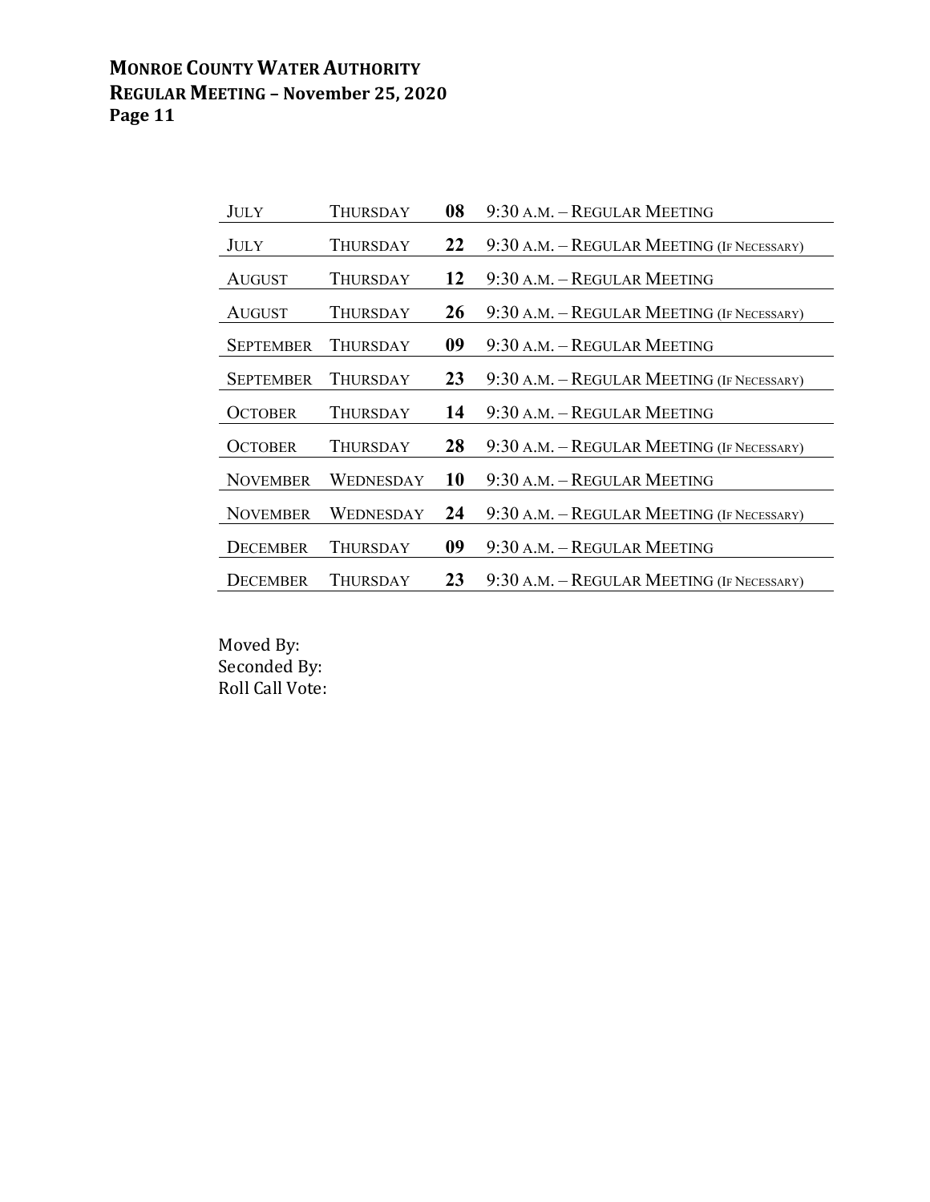| | | | |
|---|---|---|---|
| JULY | THURSDAY | **08** | 9:30 A.M. – REGULAR MEETING |
| JULY | THURSDAY | **22** | 9:30 A.M. – REGULAR MEETING (IF NECESSARY) |
| AUGUST | THURSDAY | **12** | 9:30 A.M. – REGULAR MEETING |
| AUGUST | THURSDAY | **26** | 9:30 A.M. – REGULAR MEETING (IF NECESSARY) |
| SEPTEMBER | THURSDAY | **09** | 9:30 A.M. – REGULAR MEETING |
| SEPTEMBER | THURSDAY | **23** | 9:30 A.M. – REGULAR MEETING (IF NECESSARY) |
| OCTOBER | THURSDAY | **14** | 9:30 A.M. – REGULAR MEETING |
| OCTOBER | THURSDAY | **28** | 9:30 A.M. – REGULAR MEETING (IF NECESSARY) |
| NOVEMBER | WEDNESDAY | **10** | 9:30 A.M. – REGULAR MEETING |
| NOVEMBER | WEDNESDAY | **24** | 9:30 A.M. – REGULAR MEETING (IF NECESSARY) |
| DECEMBER | THURSDAY | **09** | 9:30 A.M. – REGULAR MEETING |
| DECEMBER | THURSDAY | **23** | 9:30 A.M. – REGULAR MEETING (IF NECESSARY) |

Moved By:
Seconded By:
Roll Call Vote: